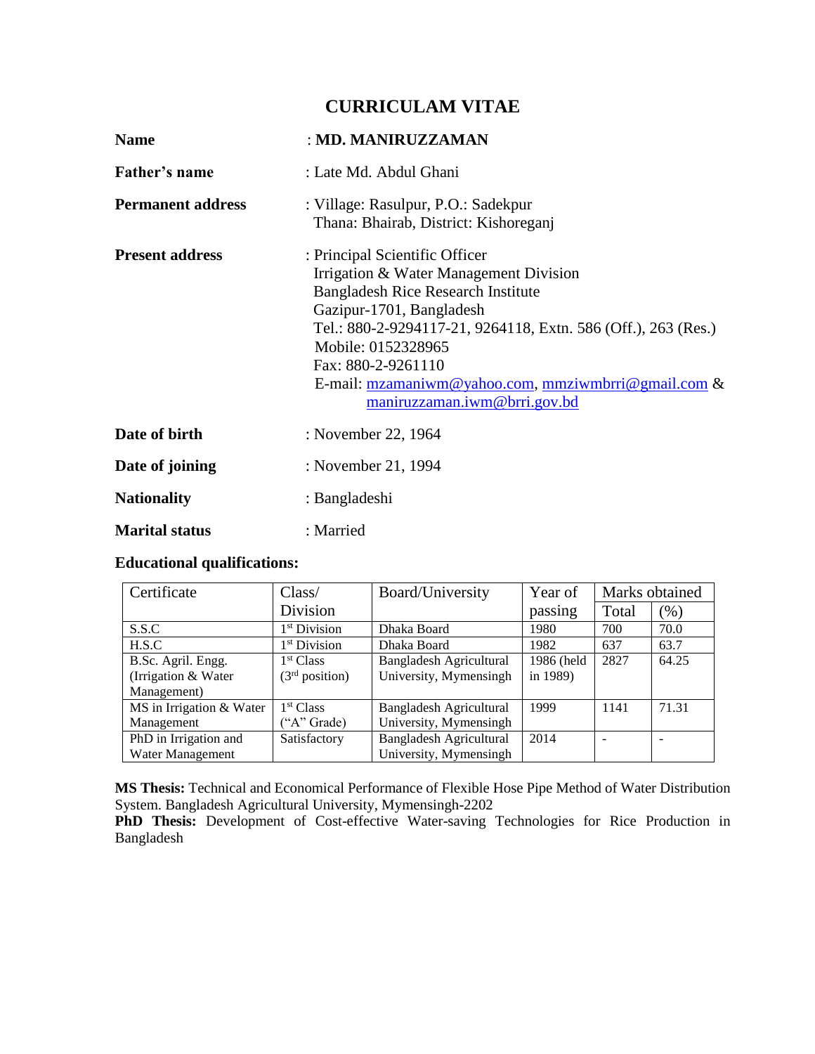# CURRICULAM VITAE

**Name** : **MD. MANIRUZZAMAN**

**Father's name** : Late Md. Abdul Ghani

**Permanent address** : Village: Rasulpur, P.O.: Sadekpur
Thana: Bhairab, District: Kishoreganj

**Present address** : Principal Scientific Officer
Irrigation & Water Management Division
Bangladesh Rice Research Institute
Gazipur-1701, Bangladesh
Tel.: 880-2-9294117-21, 9264118, Extn. 586 (Off.), 263 (Res.)
Mobile: 0152328965
Fax: 880-2-9261110
E-mail: mzamaniwm@yahoo.com, mmziwmbrri@gmail.com & maniruzzaman.iwm@brri.gov.bd

**Date of birth** : November 22, 1964

**Date of joining** : November 21, 1994

**Nationality** : Bangladeshi

**Marital status** : Married

**Educational qualifications:**

| Certificate | Class/ Division | Board/University | Year of passing | Marks obtained | |
|---|---|---|---|---|---|
| | | | | Total | (%) |
| S.S.C | 1st Division | Dhaka Board | 1980 | 700 | 70.0 |
| H.S.C | 1st Division | Dhaka Board | 1982 | 637 | 63.7 |
| B.Sc. Agril. Engg. (Irrigation & Water Management) | 1st Class (3rd position) | Bangladesh Agricultural University, Mymensingh | 1986 (held in 1989) | 2827 | 64.25 |
| MS in Irrigation & Water Management | 1st Class ("A" Grade) | Bangladesh Agricultural University, Mymensingh | 1999 | 1141 | 71.31 |
| PhD in Irrigation and Water Management | Satisfactory | Bangladesh Agricultural University, Mymensingh | 2014 | - | - |

**MS Thesis:** Technical and Economical Performance of Flexible Hose Pipe Method of Water Distribution System. Bangladesh Agricultural University, Mymensingh-2202

**PhD Thesis:** Development of Cost-effective Water-saving Technologies for Rice Production in Bangladesh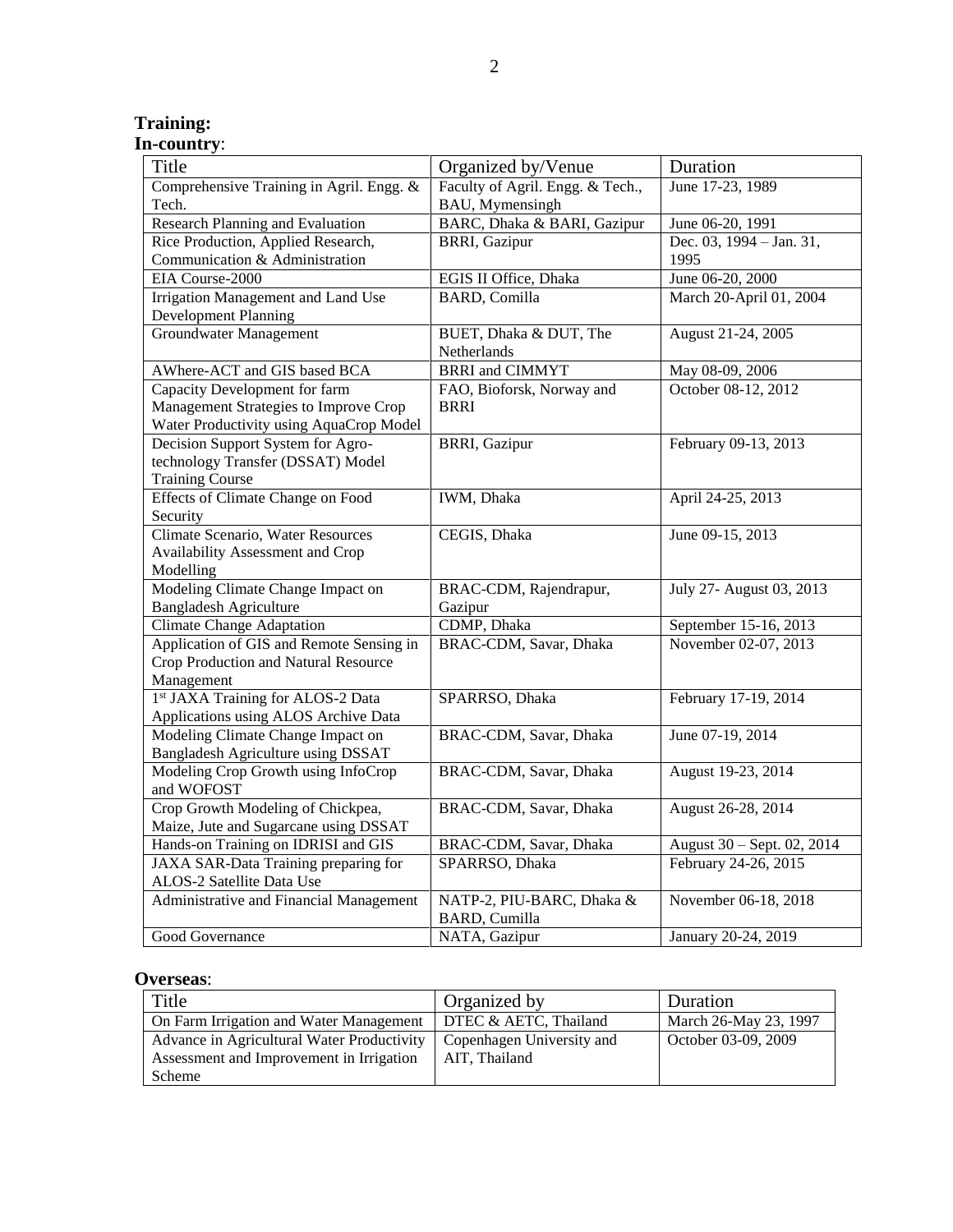**Training:**

**In-country**:

| Title | Organized by/Venue | Duration |
|---|---|---|
| Comprehensive Training in Agril. Engg. & Tech. | Faculty of Agril. Engg. & Tech., BAU, Mymensingh | June 17-23, 1989 |
| Research Planning and Evaluation | BARC, Dhaka & BARI, Gazipur | June 06-20, 1991 |
| Rice Production, Applied Research, Communication & Administration | BRRI, Gazipur | Dec. 03, 1994 – Jan. 31, 1995 |
| EIA Course-2000 | EGIS II Office, Dhaka | June 06-20, 2000 |
| Irrigation Management and Land Use Development Planning | BARD, Comilla | March 20-April 01, 2004 |
| Groundwater Management | BUET, Dhaka & DUT, The Netherlands | August 21-24, 2005 |
| AWhere-ACT and GIS based BCA | BRRI and CIMMYT | May 08-09, 2006 |
| Capacity Development for farm Management Strategies to Improve Crop Water Productivity using AquaCrop Model | FAO, Bioforsk, Norway and BRRI | October 08-12, 2012 |
| Decision Support System for Agro-technology Transfer (DSSAT) Model Training Course | BRRI, Gazipur | February 09-13, 2013 |
| Effects of Climate Change on Food Security | IWM, Dhaka | April 24-25, 2013 |
| Climate Scenario, Water Resources Availability Assessment and Crop Modelling | CEGIS, Dhaka | June 09-15, 2013 |
| Modeling Climate Change Impact on Bangladesh Agriculture | BRAC-CDM, Rajendrapur, Gazipur | July 27- August 03, 2013 |
| Climate Change Adaptation | CDMP, Dhaka | September 15-16, 2013 |
| Application of GIS and Remote Sensing in Crop Production and Natural Resource Management | BRAC-CDM, Savar, Dhaka | November 02-07, 2013 |
| 1st JAXA Training for ALOS-2 Data Applications using ALOS Archive Data | SPARRSO, Dhaka | February 17-19, 2014 |
| Modeling Climate Change Impact on Bangladesh Agriculture using DSSAT | BRAC-CDM, Savar, Dhaka | June 07-19, 2014 |
| Modeling Crop Growth using InfoCrop and WOFOST | BRAC-CDM, Savar, Dhaka | August 19-23, 2014 |
| Crop Growth Modeling of Chickpea, Maize, Jute and Sugarcane using DSSAT | BRAC-CDM, Savar, Dhaka | August 26-28, 2014 |
| Hands-on Training on IDRISI and GIS | BRAC-CDM, Savar, Dhaka | August 30 – Sept. 02, 2014 |
| JAXA SAR-Data Training preparing for ALOS-2 Satellite Data Use | SPARRSO, Dhaka | February 24-26, 2015 |
| Administrative and Financial Management | NATP-2, PIU-BARC, Dhaka & BARD, Cumilla | November 06-18, 2018 |
| Good Governance | NATA, Gazipur | January 20-24, 2019 |

**Overseas**:

| Title | Organized by | Duration |
|---|---|---|
| On Farm Irrigation and Water Management | DTEC & AETC, Thailand | March 26-May 23, 1997 |
| Advance in Agricultural Water Productivity Assessment and Improvement in Irrigation Scheme | Copenhagen University and AIT, Thailand | October 03-09, 2009 |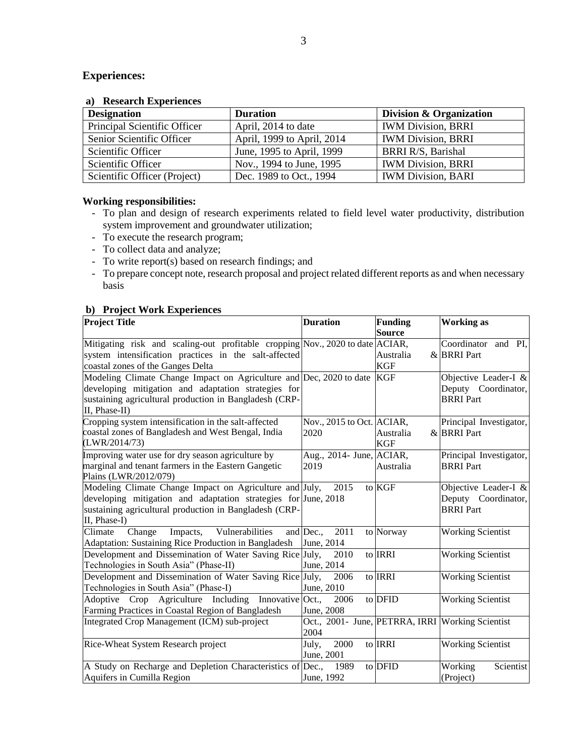## Experiences:

### a) Research Experiences

| Designation | Duration | Division & Organization |
|---|---|---|
| Principal Scientific Officer | April, 2014 to date | IWM Division, BRRI |
| Senior Scientific Officer | April, 1999 to April, 2014 | IWM Division, BRRI |
| Scientific Officer | June, 1995 to April, 1999 | BRRI R/S, Barishal |
| Scientific Officer | Nov., 1994 to June, 1995 | IWM Division, BRRI |
| Scientific Officer (Project) | Dec. 1989 to Oct., 1994 | IWM Division, BARI |

**Working responsibilities:**

- To plan and design of research experiments related to field level water productivity, distribution system improvement and groundwater utilization;
- To execute the research program;
- To collect data and analyze;
- To write report(s) based on research findings; and
- To prepare concept note, research proposal and project related different reports as and when necessary basis

### b) Project Work Experiences

| Project Title | Duration | Funding Source | Working as |
|---|---|---|---|
| Mitigating risk and scaling-out profitable cropping system intensification practices in the salt-affected coastal zones of the Ganges Delta | Nov., 2020 to date | ACIAR, Australia & KGF | Coordinator and PI, BRRI Part |
| Modeling Climate Change Impact on Agriculture and developing mitigation and adaptation strategies for sustaining agricultural production in Bangladesh (CRP-II, Phase-II) | Dec, 2020 to date | KGF | Objective Leader-I & Deputy Coordinator, BRRI Part |
| Cropping system intensification in the salt-affected coastal zones of Bangladesh and West Bengal, India (LWR/2014/73) | Nov., 2015 to Oct. 2020 | ACIAR, Australia & KGF | Principal Investigator, BRRI Part |
| Improving water use for dry season agriculture by marginal and tenant farmers in the Eastern Gangetic Plains (LWR/2012/079) | Aug., 2014- June, 2019 | ACIAR, Australia | Principal Investigator, BRRI Part |
| Modeling Climate Change Impact on Agriculture and developing mitigation and adaptation strategies for sustaining agricultural production in Bangladesh (CRP-II, Phase-I) | July, 2015 to June, 2018 | KGF | Objective Leader-I & Deputy Coordinator, BRRI Part |
| Climate Change Impacts, Vulnerabilities and Adaptation: Sustaining Rice Production in Bangladesh | Dec., 2011 to June, 2014 | Norway | Working Scientist |
| Development and Dissemination of Water Saving Rice Technologies in South Asia" (Phase-II) | July, 2010 to June, 2014 | IRRI | Working Scientist |
| Development and Dissemination of Water Saving Rice Technologies in South Asia" (Phase-I) | July, 2006 to June, 2010 | IRRI | Working Scientist |
| Adoptive Crop Agriculture Including Innovative Farming Practices in Coastal Region of Bangladesh | Oct., 2006 to June, 2008 | DFID | Working Scientist |
| Integrated Crop Management (ICM) sub-project | Oct., 2001- June, 2004 | PETRRA, IRRI | Working Scientist |
| Rice-Wheat System Research project | July, 2000 to June, 2001 | IRRI | Working Scientist |
| A Study on Recharge and Depletion Characteristics of Aquifers in Cumilla Region | Dec., 1989 to June, 1992 | DFID | Working Scientist (Project) |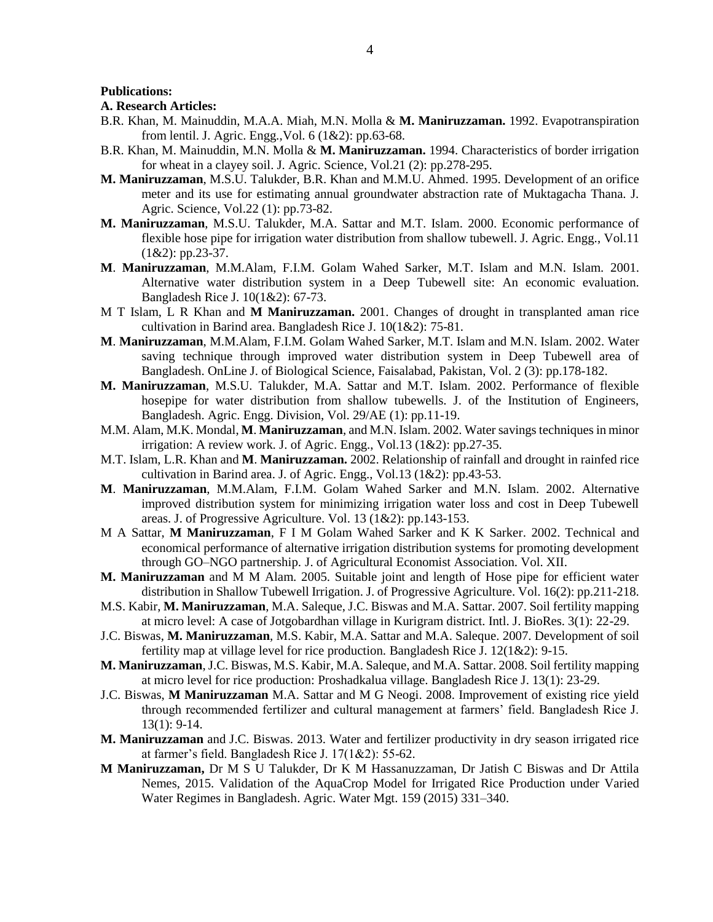**Publications:**

**A. Research Articles:**

- B.R. Khan, M. Mainuddin, M.A.A. Miah, M.N. Molla & **M. Maniruzzaman.** 1992. Evapotranspiration from lentil. J. Agric. Engg.,Vol. 6 (1&2): pp.63-68.
- B.R. Khan, M. Mainuddin, M.N. Molla & **M. Maniruzzaman.** 1994. Characteristics of border irrigation for wheat in a clayey soil. J. Agric. Science, Vol.21 (2): pp.278-295.
- **M. Maniruzzaman**, M.S.U. Talukder, B.R. Khan and M.M.U. Ahmed. 1995. Development of an orifice meter and its use for estimating annual groundwater abstraction rate of Muktagacha Thana. J. Agric. Science, Vol.22 (1): pp.73-82.
- **M. Maniruzzaman**, M.S.U. Talukder, M.A. Sattar and M.T. Islam. 2000. Economic performance of flexible hose pipe for irrigation water distribution from shallow tubewell. J. Agric. Engg., Vol.11 (1&2): pp.23-37.
- **M**. **Maniruzzaman**, M.M.Alam, F.I.M. Golam Wahed Sarker, M.T. Islam and M.N. Islam. 2001. Alternative water distribution system in a Deep Tubewell site: An economic evaluation. Bangladesh Rice J. 10(1&2): 67-73.
- M T Islam, L R Khan and **M Maniruzzaman.** 2001. Changes of drought in transplanted aman rice cultivation in Barind area. Bangladesh Rice J. 10(1&2): 75-81.
- **M**. **Maniruzzaman**, M.M.Alam, F.I.M. Golam Wahed Sarker, M.T. Islam and M.N. Islam. 2002. Water saving technique through improved water distribution system in Deep Tubewell area of Bangladesh. OnLine J. of Biological Science, Faisalabad, Pakistan, Vol. 2 (3): pp.178-182.
- **M. Maniruzzaman**, M.S.U. Talukder, M.A. Sattar and M.T. Islam. 2002. Performance of flexible hosepipe for water distribution from shallow tubewells. J. of the Institution of Engineers, Bangladesh. Agric. Engg. Division, Vol. 29/AE (1): pp.11-19.
- M.M. Alam, M.K. Mondal, **M**. **Maniruzzaman**, and M.N. Islam. 2002. Water savings techniques in minor irrigation: A review work. J. of Agric. Engg., Vol.13 (1&2): pp.27-35.
- M.T. Islam, L.R. Khan and **M**. **Maniruzzaman.** 2002. Relationship of rainfall and drought in rainfed rice cultivation in Barind area. J. of Agric. Engg., Vol.13 (1&2): pp.43-53.
- **M**. **Maniruzzaman**, M.M.Alam, F.I.M. Golam Wahed Sarker and M.N. Islam. 2002. Alternative improved distribution system for minimizing irrigation water loss and cost in Deep Tubewell areas. J. of Progressive Agriculture. Vol. 13 (1&2): pp.143-153.
- M A Sattar, **M Maniruzzaman**, F I M Golam Wahed Sarker and K K Sarker. 2002. Technical and economical performance of alternative irrigation distribution systems for promoting development through GO–NGO partnership. J. of Agricultural Economist Association. Vol. XII.
- **M. Maniruzzaman** and M M Alam. 2005. Suitable joint and length of Hose pipe for efficient water distribution in Shallow Tubewell Irrigation. J. of Progressive Agriculture. Vol. 16(2): pp.211-218.
- M.S. Kabir, **M. Maniruzzaman**, M.A. Saleque, J.C. Biswas and M.A. Sattar. 2007. Soil fertility mapping at micro level: A case of Jotgobardhan village in Kurigram district. Intl. J. BioRes. 3(1): 22-29.
- J.C. Biswas, **M. Maniruzzaman**, M.S. Kabir, M.A. Sattar and M.A. Saleque. 2007. Development of soil fertility map at village level for rice production. Bangladesh Rice J. 12(1&2): 9-15.
- **M. Maniruzzaman**, J.C. Biswas, M.S. Kabir, M.A. Saleque, and M.A. Sattar. 2008. Soil fertility mapping at micro level for rice production: Proshadkalua village. Bangladesh Rice J. 13(1): 23-29.
- J.C. Biswas, **M Maniruzzaman** M.A. Sattar and M G Neogi. 2008. Improvement of existing rice yield through recommended fertilizer and cultural management at farmers' field. Bangladesh Rice J. 13(1): 9-14.
- **M. Maniruzzaman** and J.C. Biswas. 2013. Water and fertilizer productivity in dry season irrigated rice at farmer's field. Bangladesh Rice J. 17(1&2): 55-62.
- **M Maniruzzaman,** Dr M S U Talukder, Dr K M Hassanuzzaman, Dr Jatish C Biswas and Dr Attila Nemes, 2015. Validation of the AquaCrop Model for Irrigated Rice Production under Varied Water Regimes in Bangladesh. Agric. Water Mgt. 159 (2015) 331–340.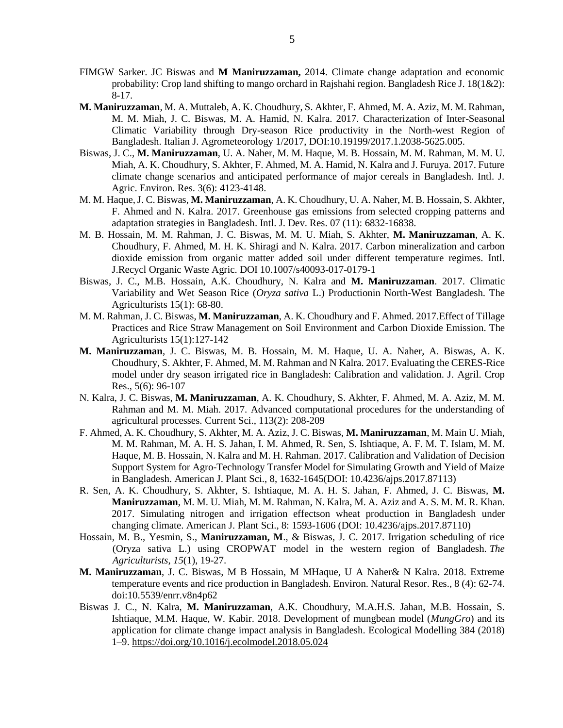- FIMGW Sarker. JC Biswas and **M Maniruzzaman,** 2014. Climate change adaptation and economic probability: Crop land shifting to mango orchard in Rajshahi region. Bangladesh Rice J. 18(1&2): 8-17.
- **M. Maniruzzaman**, M. A. Muttaleb, A. K. Choudhury, S. Akhter, F. Ahmed, M. A. Aziz, M. M. Rahman, M. M. Miah, J. C. Biswas, M. A. Hamid, N. Kalra. 2017. Characterization of Inter-Seasonal Climatic Variability through Dry-season Rice productivity in the North-west Region of Bangladesh. Italian J. Agrometeorology 1/2017, DOI:10.19199/2017.1.2038-5625.005.
- Biswas, J. C., **M. Maniruzzaman**, U. A. Naher, M. M. Haque, M. B. Hossain, M. M. Rahman, M. M. U. Miah, A. K. Choudhury, S. Akhter, F. Ahmed, M. A. Hamid, N. Kalra and J. Furuya. 2017. Future climate change scenarios and anticipated performance of major cereals in Bangladesh. Intl. J. Agric. Environ. Res. 3(6): 4123-4148.
- M. M. Haque, J. C. Biswas, **M. Maniruzzaman**, A. K. Choudhury, U. A. Naher, M. B. Hossain, S. Akhter, F. Ahmed and N. Kalra. 2017. Greenhouse gas emissions from selected cropping patterns and adaptation strategies in Bangladesh. Intl. J. Dev. Res. 07 (11): 6832-16838.
- M. B. Hossain, M. M. Rahman, J. C. Biswas, M. M. U. Miah, S. Akhter, **M. Maniruzzaman**, A. K. Choudhury, F. Ahmed, M. H. K. Shiragi and N. Kalra. 2017. Carbon mineralization and carbon dioxide emission from organic matter added soil under different temperature regimes. Intl. J.Recycl Organic Waste Agric. DOI 10.1007/s40093-017-0179-1
- Biswas, J. C., M.B. Hossain, A.K. Choudhury, N. Kalra and **M. Maniruzzaman**. 2017. Climatic Variability and Wet Season Rice (*Oryza sativa* L.) Productionin North-West Bangladesh. The Agriculturists 15(1): 68-80.
- M. M. Rahman, J. C. Biswas, **M. Maniruzzaman**, A. K. Choudhury and F. Ahmed. 2017.Effect of Tillage Practices and Rice Straw Management on Soil Environment and Carbon Dioxide Emission. The Agriculturists 15(1):127-142
- **M. Maniruzzaman**, J. C. Biswas, M. B. Hossain, M. M. Haque, U. A. Naher, A. Biswas, A. K. Choudhury, S. Akhter, F. Ahmed, M. M. Rahman and N Kalra. 2017. Evaluating the CERES-Rice model under dry season irrigated rice in Bangladesh: Calibration and validation. J. Agril. Crop Res., 5(6): 96-107
- N. Kalra, J. C. Biswas, **M. Maniruzzaman**, A. K. Choudhury, S. Akhter, F. Ahmed, M. A. Aziz, M. M. Rahman and M. M. Miah. 2017. Advanced computational procedures for the understanding of agricultural processes. Current Sci., 113(2): 208-209
- F. Ahmed, A. K. Choudhury, S. Akhter, M. A. Aziz, J. C. Biswas, **M. Maniruzzaman**, M. Main U. Miah, M. M. Rahman, M. A. H. S. Jahan, I. M. Ahmed, R. Sen, S. Ishtiaque, A. F. M. T. Islam, M. M. Haque, M. B. Hossain, N. Kalra and M. H. Rahman. 2017. Calibration and Validation of Decision Support System for Agro-Technology Transfer Model for Simulating Growth and Yield of Maize in Bangladesh. American J. Plant Sci., 8, 1632-1645(DOI: 10.4236/ajps.2017.87113)
- R. Sen, A. K. Choudhury, S. Akhter, S. Ishtiaque, M. A. H. S. Jahan, F. Ahmed, J. C. Biswas, **M. Maniruzzaman**, M. M. U. Miah, M. M. Rahman, N. Kalra, M. A. Aziz and A. S. M. M. R. Khan. 2017. Simulating nitrogen and irrigation effectson wheat production in Bangladesh under changing climate. American J. Plant Sci., 8: 1593-1606 (DOI: 10.4236/ajps.2017.87110)
- Hossain, M. B., Yesmin, S., **Maniruzzaman, M**., & Biswas, J. C. 2017. Irrigation scheduling of rice (Oryza sativa L.) using CROPWAT model in the western region of Bangladesh. *The Agriculturists*, *15*(1), 19-27.
- **M. Maniruzzaman**, J. C. Biswas, M B Hossain, M MHaque, U A Naher& N Kalra. 2018. Extreme temperature events and rice production in Bangladesh. Environ. Natural Resor. Res., 8 (4): 62-74. doi:10.5539/enrr.v8n4p62
- Biswas J. C., N. Kalra, **M. Maniruzzaman**, A.K. Choudhury, M.A.H.S. Jahan, M.B. Hossain, S. Ishtiaque, M.M. Haque, W. Kabir. 2018. Development of mungbean model (*MungGro*) and its application for climate change impact analysis in Bangladesh. Ecological Modelling 384 (2018) 1–9. https://doi.org/10.1016/j.ecolmodel.2018.05.024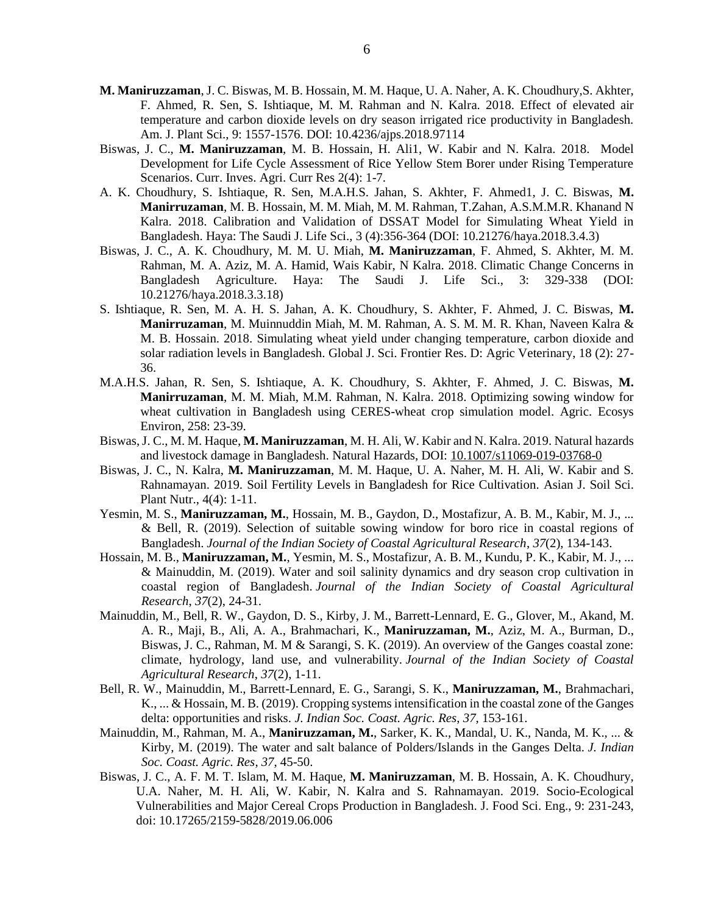**M. Maniruzzaman**, J. C. Biswas, M. B. Hossain, M. M. Haque, U. A. Naher, A. K. Choudhury,S. Akhter, F. Ahmed, R. Sen, S. Ishtiaque, M. M. Rahman and N. Kalra. 2018. Effect of elevated air temperature and carbon dioxide levels on dry season irrigated rice productivity in Bangladesh. Am. J. Plant Sci., 9: 1557-1576. DOI: 10.4236/ajps.2018.97114

Biswas, J. C., **M. Maniruzzaman**, M. B. Hossain, H. Ali1, W. Kabir and N. Kalra. 2018. Model Development for Life Cycle Assessment of Rice Yellow Stem Borer under Rising Temperature Scenarios. Curr. Inves. Agri. Curr Res 2(4): 1-7.

A. K. Choudhury, S. Ishtiaque, R. Sen, M.A.H.S. Jahan, S. Akhter, F. Ahmed1, J. C. Biswas, **M. Manirruzaman**, M. B. Hossain, M. M. Miah, M. M. Rahman, T.Zahan, A.S.M.M.R. Khanand N Kalra. 2018. Calibration and Validation of DSSAT Model for Simulating Wheat Yield in Bangladesh. Haya: The Saudi J. Life Sci., 3 (4):356-364 (DOI: 10.21276/haya.2018.3.4.3)

Biswas, J. C., A. K. Choudhury, M. M. U. Miah, **M. Maniruzzaman**, F. Ahmed, S. Akhter, M. M. Rahman, M. A. Aziz, M. A. Hamid, Wais Kabir, N Kalra. 2018. Climatic Change Concerns in Bangladesh Agriculture. Haya: The Saudi J. Life Sci., 3: 329-338 (DOI: 10.21276/haya.2018.3.3.18)

S. Ishtiaque, R. Sen, M. A. H. S. Jahan, A. K. Choudhury, S. Akhter, F. Ahmed, J. C. Biswas, **M. Manirruzaman**, M. Muinnuddin Miah, M. M. Rahman, A. S. M. M. R. Khan, Naveen Kalra & M. B. Hossain. 2018. Simulating wheat yield under changing temperature, carbon dioxide and solar radiation levels in Bangladesh. Global J. Sci. Frontier Res. D: Agric Veterinary, 18 (2): 27-36.

M.A.H.S. Jahan, R. Sen, S. Ishtiaque, A. K. Choudhury, S. Akhter, F. Ahmed, J. C. Biswas, **M. Manirruzaman**, M. M. Miah, M.M. Rahman, N. Kalra. 2018. Optimizing sowing window for wheat cultivation in Bangladesh using CERES-wheat crop simulation model. Agric. Ecosys Environ, 258: 23-39.

Biswas, J. C., M. M. Haque, **M. Maniruzzaman**, M. H. Ali, W. Kabir and N. Kalra. 2019. Natural hazards and livestock damage in Bangladesh. Natural Hazards, DOI: 10.1007/s11069-019-03768-0

Biswas, J. C., N. Kalra, **M. Maniruzzaman**, M. M. Haque, U. A. Naher, M. H. Ali, W. Kabir and S. Rahnamayan. 2019. Soil Fertility Levels in Bangladesh for Rice Cultivation. Asian J. Soil Sci. Plant Nutr., 4(4): 1-11.

Yesmin, M. S., **Maniruzzaman, M.**, Hossain, M. B., Gaydon, D., Mostafizur, A. B. M., Kabir, M. J., ... & Bell, R. (2019). Selection of suitable sowing window for boro rice in coastal regions of Bangladesh. *Journal of the Indian Society of Coastal Agricultural Research*, *37*(2), 134-143.

Hossain, M. B., **Maniruzzaman, M.**, Yesmin, M. S., Mostafizur, A. B. M., Kundu, P. K., Kabir, M. J., ... & Mainuddin, M. (2019). Water and soil salinity dynamics and dry season crop cultivation in coastal region of Bangladesh. *Journal of the Indian Society of Coastal Agricultural Research*, *37*(2), 24-31.

Mainuddin, M., Bell, R. W., Gaydon, D. S., Kirby, J. M., Barrett-Lennard, E. G., Glover, M., Akand, M. A. R., Maji, B., Ali, A. A., Brahmachari, K., **Maniruzzaman, M.**, Aziz, M. A., Burman, D., Biswas, J. C., Rahman, M. M & Sarangi, S. K. (2019). An overview of the Ganges coastal zone: climate, hydrology, land use, and vulnerability. *Journal of the Indian Society of Coastal Agricultural Research*, *37*(2), 1-11.

Bell, R. W., Mainuddin, M., Barrett-Lennard, E. G., Sarangi, S. K., **Maniruzzaman, M.**, Brahmachari, K., ... & Hossain, M. B. (2019). Cropping systems intensification in the coastal zone of the Ganges delta: opportunities and risks. *J. Indian Soc. Coast. Agric. Res*, *37*, 153-161.

Mainuddin, M., Rahman, M. A., **Maniruzzaman, M.**, Sarker, K. K., Mandal, U. K., Nanda, M. K., ... & Kirby, M. (2019). The water and salt balance of Polders/Islands in the Ganges Delta. *J. Indian Soc. Coast. Agric. Res*, *37*, 45-50.

Biswas, J. C., A. F. M. T. Islam, M. M. Haque, **M. Maniruzzaman**, M. B. Hossain, A. K. Choudhury, U.A. Naher, M. H. Ali, W. Kabir, N. Kalra and S. Rahnamayan. 2019. Socio-Ecological Vulnerabilities and Major Cereal Crops Production in Bangladesh. J. Food Sci. Eng., 9: 231-243, doi: 10.17265/2159-5828/2019.06.006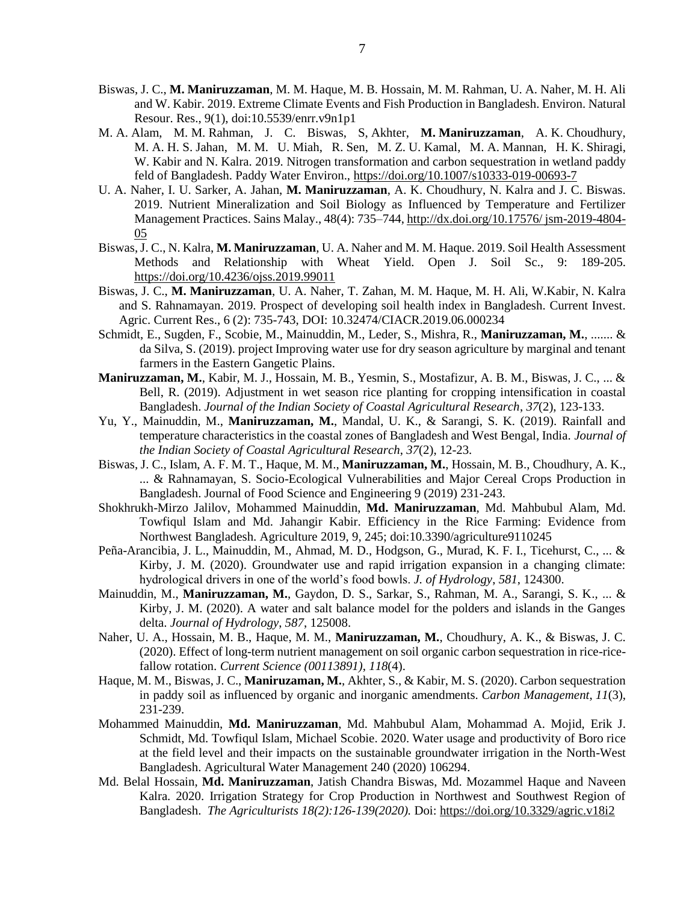Biswas, J. C., **M. Maniruzzaman**, M. M. Haque, M. B. Hossain, M. M. Rahman, U. A. Naher, M. H. Ali and W. Kabir. 2019. Extreme Climate Events and Fish Production in Bangladesh. Environ. Natural Resour. Res., 9(1), doi:10.5539/enrr.v9n1p1

M. A. Alam, M. M. Rahman, J. C. Biswas, S, Akhter, **M. Maniruzzaman**, A. K. Choudhury, M. A. H. S. Jahan, M. M. U. Miah, R. Sen, M. Z. U. Kamal, M. A. Mannan, H. K. Shiragi, W. Kabir and N. Kalra. 2019. Nitrogen transformation and carbon sequestration in wetland paddy feld of Bangladesh. Paddy Water Environ., https://doi.org/10.1007/s10333-019-00693-7

U. A. Naher, I. U. Sarker, A. Jahan, **M. Maniruzzaman**, A. K. Choudhury, N. Kalra and J. C. Biswas. 2019. Nutrient Mineralization and Soil Biology as Influenced by Temperature and Fertilizer Management Practices. Sains Malay., 48(4): 735–744, http://dx.doi.org/10.17576/ jsm-2019-4804-05

Biswas, J. C., N. Kalra, **M. Maniruzzaman**, U. A. Naher and M. M. Haque. 2019. Soil Health Assessment Methods and Relationship with Wheat Yield. Open J. Soil Sc., 9: 189-205. https://doi.org/10.4236/ojss.2019.99011

Biswas, J. C., **M. Maniruzzaman**, U. A. Naher, T. Zahan, M. M. Haque, M. H. Ali, W.Kabir, N. Kalra and S. Rahnamayan. 2019. Prospect of developing soil health index in Bangladesh. Current Invest. Agric. Current Res., 6 (2): 735-743, DOI: 10.32474/CIACR.2019.06.000234

Schmidt, E., Sugden, F., Scobie, M., Mainuddin, M., Leder, S., Mishra, R., **Maniruzzaman, M.**, ....... & da Silva, S. (2019). project Improving water use for dry season agriculture by marginal and tenant farmers in the Eastern Gangetic Plains.

**Maniruzzaman, M.**, Kabir, M. J., Hossain, M. B., Yesmin, S., Mostafizur, A. B. M., Biswas, J. C., ... & Bell, R. (2019). Adjustment in wet season rice planting for cropping intensification in coastal Bangladesh. *Journal of the Indian Society of Coastal Agricultural Research*, *37*(2), 123-133.

Yu, Y., Mainuddin, M., **Maniruzzaman, M.**, Mandal, U. K., & Sarangi, S. K. (2019). Rainfall and temperature characteristics in the coastal zones of Bangladesh and West Bengal, India. *Journal of the Indian Society of Coastal Agricultural Research*, *37*(2), 12-23.

Biswas, J. C., Islam, A. F. M. T., Haque, M. M., **Maniruzzaman, M.**, Hossain, M. B., Choudhury, A. K., ... & Rahnamayan, S. Socio-Ecological Vulnerabilities and Major Cereal Crops Production in Bangladesh. Journal of Food Science and Engineering 9 (2019) 231-243.

Shokhrukh-Mirzo Jalilov, Mohammed Mainuddin, **Md. Maniruzzaman**, Md. Mahbubul Alam, Md. Towfiqul Islam and Md. Jahangir Kabir. Efficiency in the Rice Farming: Evidence from Northwest Bangladesh. Agriculture 2019, 9, 245; doi:10.3390/agriculture9110245

Peña-Arancibia, J. L., Mainuddin, M., Ahmad, M. D., Hodgson, G., Murad, K. F. I., Ticehurst, C., ... & Kirby, J. M. (2020). Groundwater use and rapid irrigation expansion in a changing climate: hydrological drivers in one of the world's food bowls. *J. of Hydrology*, *581*, 124300.

Mainuddin, M., **Maniruzzaman, M.**, Gaydon, D. S., Sarkar, S., Rahman, M. A., Sarangi, S. K., ... & Kirby, J. M. (2020). A water and salt balance model for the polders and islands in the Ganges delta. *Journal of Hydrology*, *587*, 125008.

Naher, U. A., Hossain, M. B., Haque, M. M., **Maniruzzaman, M.**, Choudhury, A. K., & Biswas, J. C. (2020). Effect of long-term nutrient management on soil organic carbon sequestration in rice-rice-fallow rotation. *Current Science (00113891)*, *118*(4).

Haque, M. M., Biswas, J. C., **Maniruzaman, M.**, Akhter, S., & Kabir, M. S. (2020). Carbon sequestration in paddy soil as influenced by organic and inorganic amendments. *Carbon Management*, *11*(3), 231-239.

Mohammed Mainuddin, **Md. Maniruzzaman**, Md. Mahbubul Alam, Mohammad A. Mojid, Erik J. Schmidt, Md. Towfiqul Islam, Michael Scobie. 2020. Water usage and productivity of Boro rice at the field level and their impacts on the sustainable groundwater irrigation in the North-West Bangladesh. Agricultural Water Management 240 (2020) 106294.

Md. Belal Hossain, **Md. Maniruzzaman**, Jatish Chandra Biswas, Md. Mozammel Haque and Naveen Kalra. 2020. Irrigation Strategy for Crop Production in Northwest and Southwest Region of Bangladesh. *The Agriculturists 18(2):126-139(2020).* Doi: https://doi.org/10.3329/agric.v18i2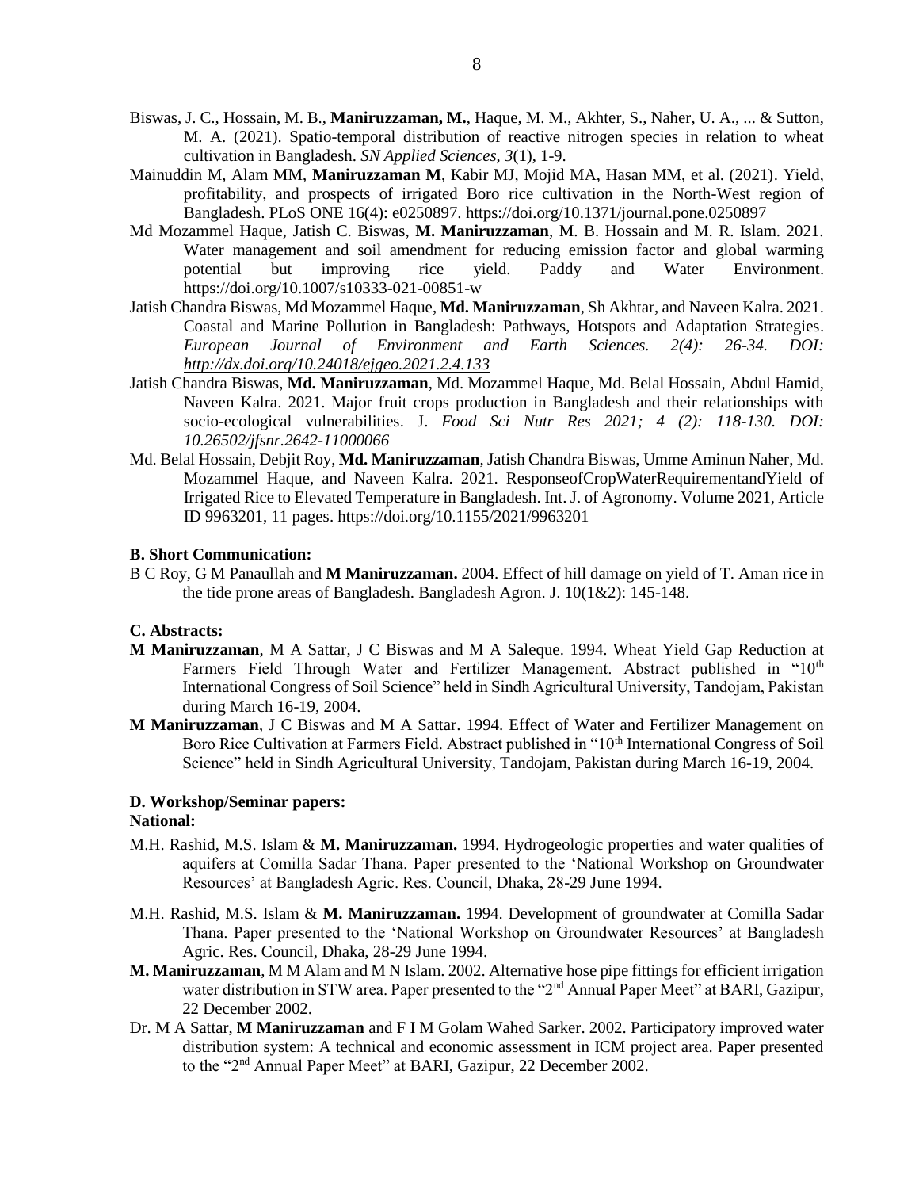Biswas, J. C., Hossain, M. B., **Maniruzzaman, M.**, Haque, M. M., Akhter, S., Naher, U. A., ... & Sutton, M. A. (2021). Spatio-temporal distribution of reactive nitrogen species in relation to wheat cultivation in Bangladesh. *SN Applied Sciences*, *3*(1), 1-9.

Mainuddin M, Alam MM, **Maniruzzaman M**, Kabir MJ, Mojid MA, Hasan MM, et al. (2021). Yield, profitability, and prospects of irrigated Boro rice cultivation in the North-West region of Bangladesh. PLoS ONE 16(4): e0250897. https://doi.org/10.1371/journal.pone.0250897

Md Mozammel Haque, Jatish C. Biswas, **M. Maniruzzaman**, M. B. Hossain and M. R. Islam. 2021. Water management and soil amendment for reducing emission factor and global warming potential but improving rice yield. Paddy and Water Environment. https://doi.org/10.1007/s10333-021-00851-w

Jatish Chandra Biswas, Md Mozammel Haque, **Md. Maniruzzaman**, Sh Akhtar, and Naveen Kalra. 2021. Coastal and Marine Pollution in Bangladesh: Pathways, Hotspots and Adaptation Strategies. *European Journal of Environment and Earth Sciences. 2(4): 26-34. DOI: http://dx.doi.org/10.24018/ejgeo.2021.2.4.133*

Jatish Chandra Biswas, **Md. Maniruzzaman**, Md. Mozammel Haque, Md. Belal Hossain, Abdul Hamid, Naveen Kalra. 2021. Major fruit crops production in Bangladesh and their relationships with socio-ecological vulnerabilities. J. *Food Sci Nutr Res 2021; 4 (2): 118-130. DOI: 10.26502/jfsnr.2642-11000066*

Md. Belal Hossain, Debjit Roy, **Md. Maniruzzaman**, Jatish Chandra Biswas, Umme Aminun Naher, Md. Mozammel Haque, and Naveen Kalra. 2021. ResponseofCropWaterRequirementandYield of Irrigated Rice to Elevated Temperature in Bangladesh. Int. J. of Agronomy. Volume 2021, Article ID 9963201, 11 pages. https://doi.org/10.1155/2021/9963201

**B. Short Communication:**

B C Roy, G M Panaullah and **M Maniruzzaman.** 2004. Effect of hill damage on yield of T. Aman rice in the tide prone areas of Bangladesh. Bangladesh Agron. J. 10(1&2): 145-148.

**C. Abstracts:**

**M Maniruzzaman**, M A Sattar, J C Biswas and M A Saleque. 1994. Wheat Yield Gap Reduction at Farmers Field Through Water and Fertilizer Management. Abstract published in "10th International Congress of Soil Science" held in Sindh Agricultural University, Tandojam, Pakistan during March 16-19, 2004.

**M Maniruzzaman**, J C Biswas and M A Sattar. 1994. Effect of Water and Fertilizer Management on Boro Rice Cultivation at Farmers Field. Abstract published in "10th International Congress of Soil Science" held in Sindh Agricultural University, Tandojam, Pakistan during March 16-19, 2004.

**D. Workshop/Seminar papers:**

**National:**

M.H. Rashid, M.S. Islam & **M. Maniruzzaman.** 1994. Hydrogeologic properties and water qualities of aquifers at Comilla Sadar Thana. Paper presented to the 'National Workshop on Groundwater Resources' at Bangladesh Agric. Res. Council, Dhaka, 28-29 June 1994.

M.H. Rashid, M.S. Islam & **M. Maniruzzaman.** 1994. Development of groundwater at Comilla Sadar Thana. Paper presented to the 'National Workshop on Groundwater Resources' at Bangladesh Agric. Res. Council, Dhaka, 28-29 June 1994.

**M. Maniruzzaman**, M M Alam and M N Islam. 2002. Alternative hose pipe fittings for efficient irrigation water distribution in STW area. Paper presented to the "2nd Annual Paper Meet" at BARI, Gazipur, 22 December 2002.

Dr. M A Sattar, **M Maniruzzaman** and F I M Golam Wahed Sarker. 2002. Participatory improved water distribution system: A technical and economic assessment in ICM project area. Paper presented to the "2nd Annual Paper Meet" at BARI, Gazipur, 22 December 2002.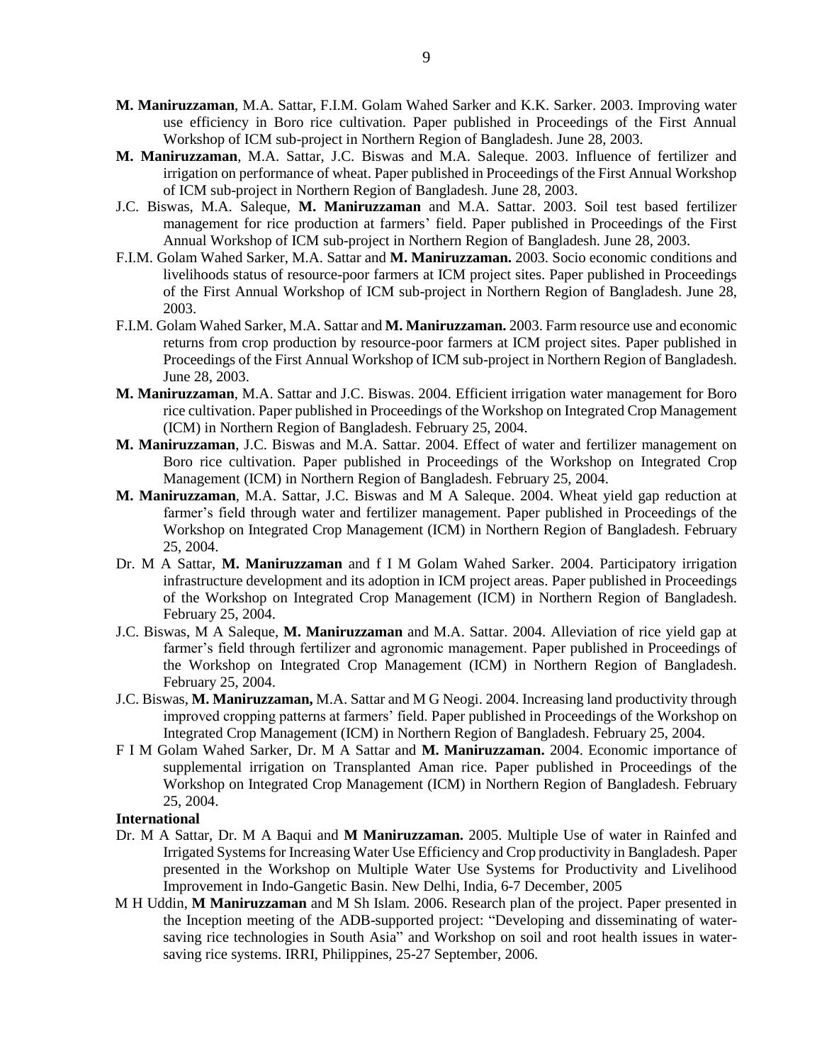**M. Maniruzzaman**, M.A. Sattar, F.I.M. Golam Wahed Sarker and K.K. Sarker. 2003. Improving water use efficiency in Boro rice cultivation. Paper published in Proceedings of the First Annual Workshop of ICM sub-project in Northern Region of Bangladesh. June 28, 2003.

**M. Maniruzzaman**, M.A. Sattar, J.C. Biswas and M.A. Saleque. 2003. Influence of fertilizer and irrigation on performance of wheat. Paper published in Proceedings of the First Annual Workshop of ICM sub-project in Northern Region of Bangladesh. June 28, 2003.

J.C. Biswas, M.A. Saleque, **M. Maniruzzaman** and M.A. Sattar. 2003. Soil test based fertilizer management for rice production at farmers' field. Paper published in Proceedings of the First Annual Workshop of ICM sub-project in Northern Region of Bangladesh. June 28, 2003.

F.I.M. Golam Wahed Sarker, M.A. Sattar and **M. Maniruzzaman.** 2003. Socio economic conditions and livelihoods status of resource-poor farmers at ICM project sites. Paper published in Proceedings of the First Annual Workshop of ICM sub-project in Northern Region of Bangladesh. June 28, 2003.

F.I.M. Golam Wahed Sarker, M.A. Sattar and **M. Maniruzzaman.** 2003. Farm resource use and economic returns from crop production by resource-poor farmers at ICM project sites. Paper published in Proceedings of the First Annual Workshop of ICM sub-project in Northern Region of Bangladesh. June 28, 2003.

**M. Maniruzzaman**, M.A. Sattar and J.C. Biswas. 2004. Efficient irrigation water management for Boro rice cultivation. Paper published in Proceedings of the Workshop on Integrated Crop Management (ICM) in Northern Region of Bangladesh. February 25, 2004.

**M. Maniruzzaman**, J.C. Biswas and M.A. Sattar. 2004. Effect of water and fertilizer management on Boro rice cultivation. Paper published in Proceedings of the Workshop on Integrated Crop Management (ICM) in Northern Region of Bangladesh. February 25, 2004.

**M. Maniruzzaman**, M.A. Sattar, J.C. Biswas and M A Saleque. 2004. Wheat yield gap reduction at farmer's field through water and fertilizer management. Paper published in Proceedings of the Workshop on Integrated Crop Management (ICM) in Northern Region of Bangladesh. February 25, 2004.

Dr. M A Sattar, **M. Maniruzzaman** and f I M Golam Wahed Sarker. 2004. Participatory irrigation infrastructure development and its adoption in ICM project areas. Paper published in Proceedings of the Workshop on Integrated Crop Management (ICM) in Northern Region of Bangladesh. February 25, 2004.

J.C. Biswas, M A Saleque, **M. Maniruzzaman** and M.A. Sattar. 2004. Alleviation of rice yield gap at farmer's field through fertilizer and agronomic management. Paper published in Proceedings of the Workshop on Integrated Crop Management (ICM) in Northern Region of Bangladesh. February 25, 2004.

J.C. Biswas, **M. Maniruzzaman,** M.A. Sattar and M G Neogi. 2004. Increasing land productivity through improved cropping patterns at farmers' field. Paper published in Proceedings of the Workshop on Integrated Crop Management (ICM) in Northern Region of Bangladesh. February 25, 2004.

F I M Golam Wahed Sarker, Dr. M A Sattar and **M. Maniruzzaman.** 2004. Economic importance of supplemental irrigation on Transplanted Aman rice. Paper published in Proceedings of the Workshop on Integrated Crop Management (ICM) in Northern Region of Bangladesh. February 25, 2004.

**International**

Dr. M A Sattar, Dr. M A Baqui and **M Maniruzzaman.** 2005. Multiple Use of water in Rainfed and Irrigated Systems for Increasing Water Use Efficiency and Crop productivity in Bangladesh. Paper presented in the Workshop on Multiple Water Use Systems for Productivity and Livelihood Improvement in Indo-Gangetic Basin. New Delhi, India, 6-7 December, 2005

M H Uddin, **M Maniruzzaman** and M Sh Islam. 2006. Research plan of the project. Paper presented in the Inception meeting of the ADB-supported project: "Developing and disseminating of water-saving rice technologies in South Asia" and Workshop on soil and root health issues in water-saving rice systems. IRRI, Philippines, 25-27 September, 2006.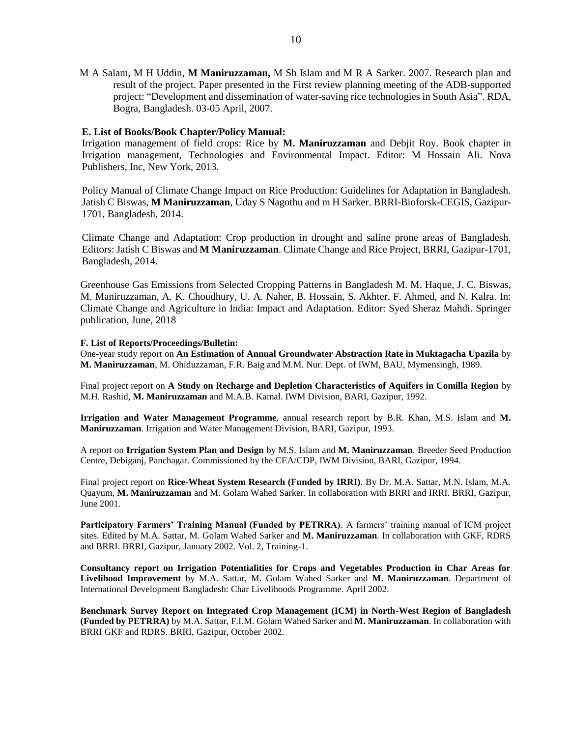M A Salam, M H Uddin, **M Maniruzzaman,** M Sh Islam and M R A Sarker. 2007. Research plan and result of the project. Paper presented in the First review planning meeting of the ADB-supported project: "Development and dissemination of water-saving rice technologies in South Asia". RDA, Bogra, Bangladesh. 03-05 April, 2007.

**E. List of Books/Book Chapter/Policy Manual:**

Irrigation management of field crops: Rice by **M. Maniruzzaman** and Debjit Roy. Book chapter in Irrigation management, Technologies and Environmental Impact. Editor: M Hossain Ali. Nova Publishers, Inc, New York, 2013.

Policy Manual of Climate Change Impact on Rice Production: Guidelines for Adaptation in Bangladesh. Jatish C Biswas, **M Maniruzzaman**, Uday S Nagothu and m H Sarker. BRRI-Bioforsk-CEGIS, Gazipur-1701, Bangladesh, 2014.

Climate Change and Adaptation: Crop production in drought and saline prone areas of Bangladesh. Editors: Jatish C Biswas and **M Maniruzzaman**. Climate Change and Rice Project, BRRI, Gazipur-1701, Bangladesh, 2014.

Greenhouse Gas Emissions from Selected Cropping Patterns in Bangladesh M. M. Haque, J. C. Biswas, M. Maniruzzaman, A. K. Choudhury, U. A. Naher, B. Hossain, S. Akhter, F. Ahmed, and N. Kalra. In: Climate Change and Agriculture in India: Impact and Adaptation. Editor: Syed Sheraz Mahdi. Springer publication, June, 2018

**F. List of Reports/Proceedings/Bulletin:**

One-year study report on **An Estimation of Annual Groundwater Abstraction Rate in Muktagacha Upazila** by **M. Maniruzzaman**, M. Ohiduzzaman, F.R. Baig and M.M. Nur. Dept. of IWM, BAU, Mymensingh, 1989.

Final project report on **A Study on Recharge and Depletion Characteristics of Aquifers in Comilla Region** by M.H. Rashid, **M. Maniruzzaman** and M.A.B. Kamal. IWM Division, BARI, Gazipur, 1992.

**Irrigation and Water Management Programme**, annual research report by B.R. Khan, M.S. Islam and **M. Maniruzzaman**. Irrigation and Water Management Division, BARI, Gazipur, 1993.

A report on **Irrigation System Plan and Design** by M.S. Islam and **M. Maniruzzaman**. Breeder Seed Production Centre, Debiganj, Panchagar. Commissioned by the CEA/CDP, IWM Division, BARI, Gazipur, 1994.

Final project report on **Rice-Wheat System Research (Funded by IRRI)**. By Dr. M.A. Sattar, M.N. Islam, M.A. Quayum, **M. Maniruzzaman** and M. Golam Wahed Sarker. In collaboration with BRRI and IRRI. BRRI, Gazipur, June 2001.

**Participatory Farmers' Training Manual (Funded by PETRRA)**. A farmers' training manual of ICM project sites. Edited by M.A. Sattar, M. Golam Wahed Sarker and **M. Maniruzzaman**. In collaboration with GKF, RDRS and BRRI. BRRI, Gazipur, January 2002. Vol. 2, Training-1.

**Consultancy report on Irrigation Potentialities for Crops and Vegetables Production in Char Areas for Livelihood Improvement** by M.A. Sattar, M. Golam Wahed Sarker and **M. Maniruzzaman**. Department of International Development Bangladesh: Char Livelihoods Programme. April 2002.

**Benchmark Survey Report on Integrated Crop Management (ICM) in North-West Region of Bangladesh (Funded by PETRRA)** by M.A. Sattar, F.I.M. Golam Wahed Sarker and **M. Maniruzzaman**. In collaboration with BRRI GKF and RDRS. BRRI, Gazipur, October 2002.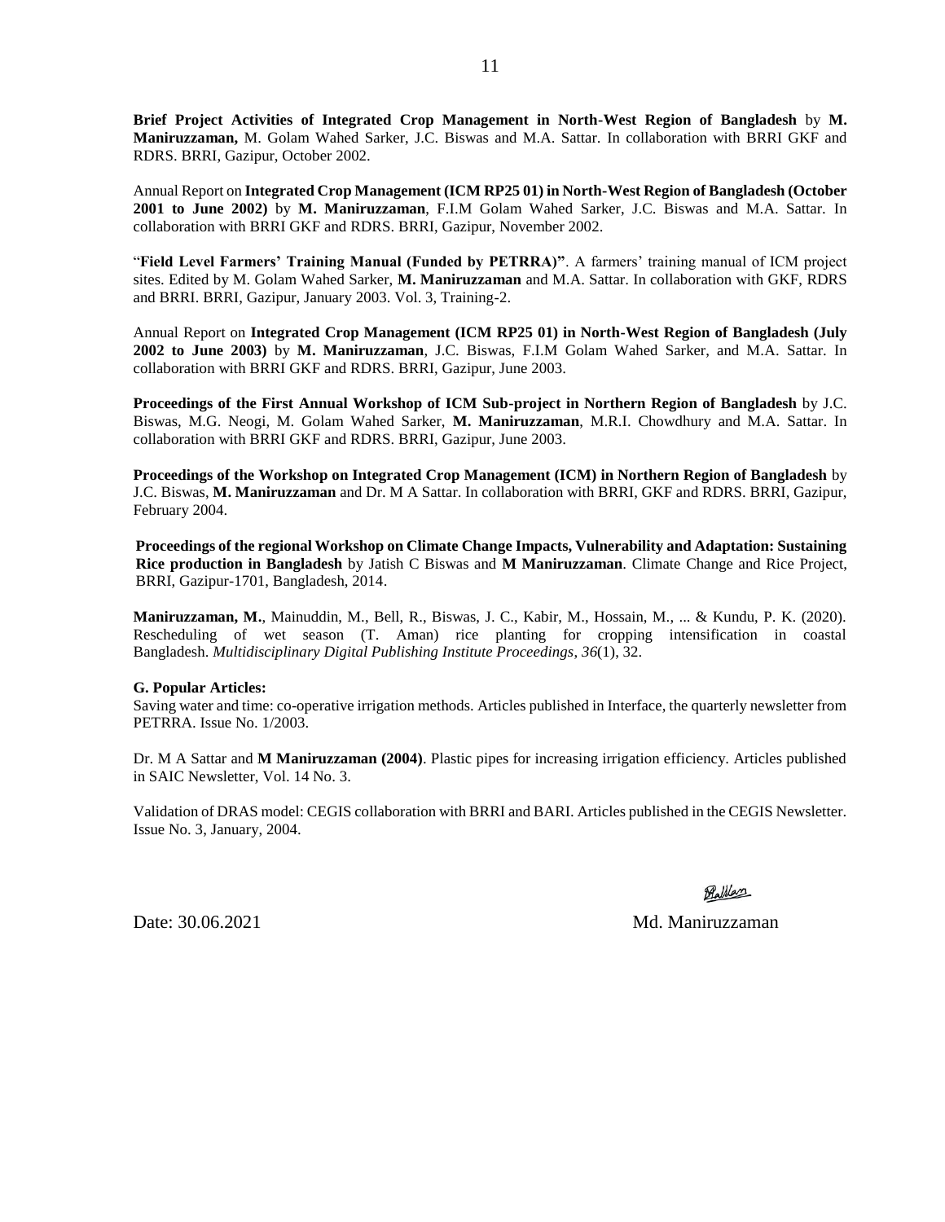**Brief Project Activities of Integrated Crop Management in North-West Region of Bangladesh** by **M. Maniruzzaman,** M. Golam Wahed Sarker, J.C. Biswas and M.A. Sattar. In collaboration with BRRI GKF and RDRS. BRRI, Gazipur, October 2002.

Annual Report on **Integrated Crop Management (ICM RP25 01) in North-West Region of Bangladesh (October 2001 to June 2002)** by **M. Maniruzzaman**, F.I.M Golam Wahed Sarker, J.C. Biswas and M.A. Sattar. In collaboration with BRRI GKF and RDRS. BRRI, Gazipur, November 2002.

"**Field Level Farmers' Training Manual (Funded by PETRRA)"**. A farmers' training manual of ICM project sites. Edited by M. Golam Wahed Sarker, **M. Maniruzzaman** and M.A. Sattar. In collaboration with GKF, RDRS and BRRI. BRRI, Gazipur, January 2003. Vol. 3, Training-2.

Annual Report on **Integrated Crop Management (ICM RP25 01) in North-West Region of Bangladesh (July 2002 to June 2003)** by **M. Maniruzzaman**, J.C. Biswas, F.I.M Golam Wahed Sarker, and M.A. Sattar. In collaboration with BRRI GKF and RDRS. BRRI, Gazipur, June 2003.

**Proceedings of the First Annual Workshop of ICM Sub-project in Northern Region of Bangladesh** by J.C. Biswas, M.G. Neogi, M. Golam Wahed Sarker, **M. Maniruzzaman**, M.R.I. Chowdhury and M.A. Sattar. In collaboration with BRRI GKF and RDRS. BRRI, Gazipur, June 2003.

**Proceedings of the Workshop on Integrated Crop Management (ICM) in Northern Region of Bangladesh** by J.C. Biswas, **M. Maniruzzaman** and Dr. M A Sattar. In collaboration with BRRI, GKF and RDRS. BRRI, Gazipur, February 2004.

**Proceedings of the regional Workshop on Climate Change Impacts, Vulnerability and Adaptation: Sustaining Rice production in Bangladesh** by Jatish C Biswas and **M Maniruzzaman**. Climate Change and Rice Project, BRRI, Gazipur-1701, Bangladesh, 2014.

**Maniruzzaman, M.**, Mainuddin, M., Bell, R., Biswas, J. C., Kabir, M., Hossain, M., ... & Kundu, P. K. (2020). Rescheduling of wet season (T. Aman) rice planting for cropping intensification in coastal Bangladesh. *Multidisciplinary Digital Publishing Institute Proceedings*, *36*(1), 32.

**G. Popular Articles:**

Saving water and time: co-operative irrigation methods. Articles published in Interface, the quarterly newsletter from PETRRA. Issue No. 1/2003.

Dr. M A Sattar and **M Maniruzzaman (2004)**. Plastic pipes for increasing irrigation efficiency. Articles published in SAIC Newsletter, Vol. 14 No. 3.

Validation of DRAS model: CEGIS collaboration with BRRI and BARI. Articles published in the CEGIS Newsletter. Issue No. 3, January, 2004.

Date: 30.06.2021

Md. Maniruzzaman